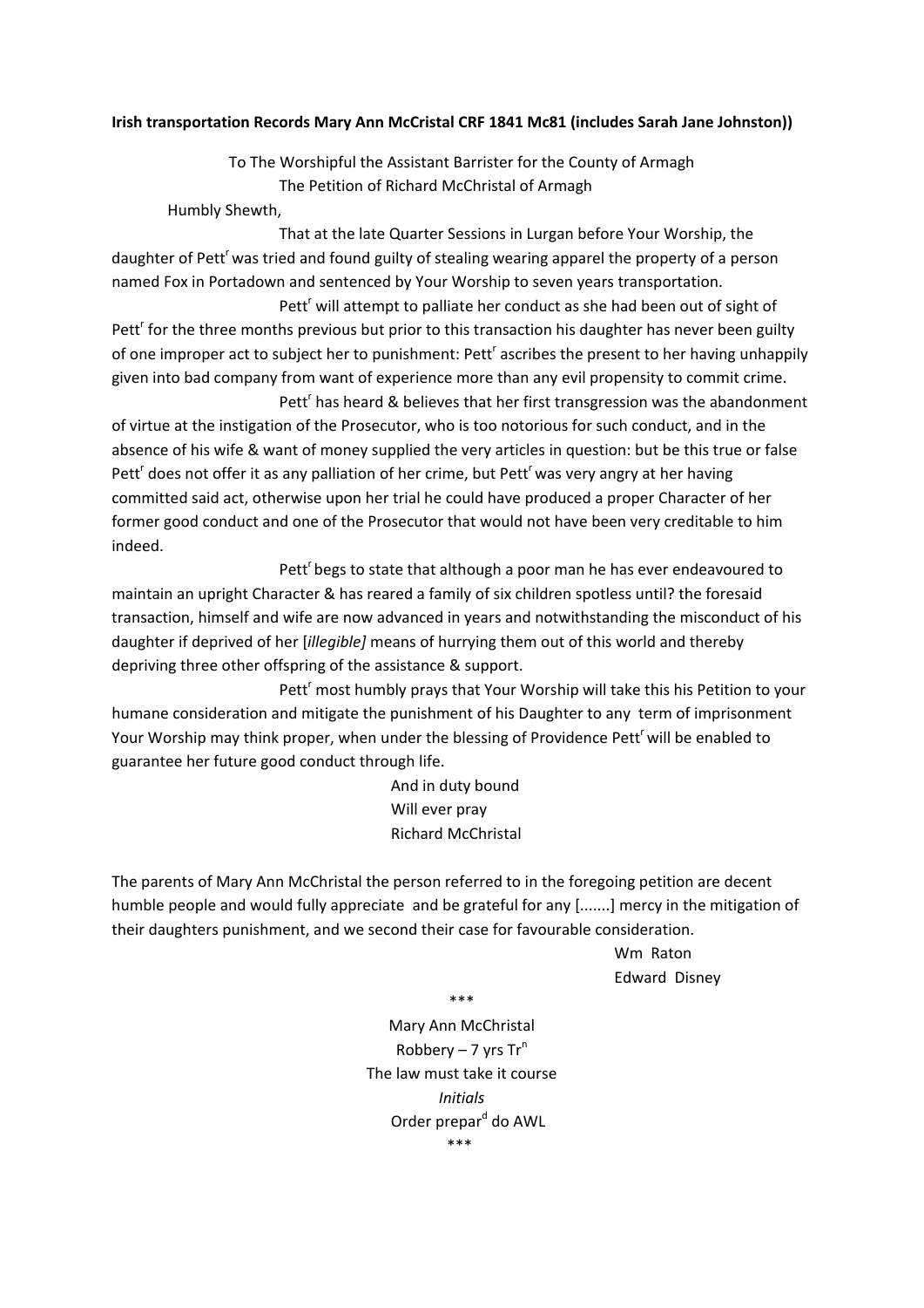**Irish transportation Records Mary Ann McCristal CRF 1841 Mc81 (includes Sarah Jane Johnston))**

To The Worshipful the Assistant Barrister for the County of Armagh
The Petition of Richard McChristal of Armagh

Humbly Shewth,

That at the late Quarter Sessions in Lurgan before Your Worship, the daughter of Pett$^{r}$ was tried and found guilty of stealing wearing apparel the property of a person named Fox in Portadown and sentenced by Your Worship to seven years transportation.

Pett$^{r}$ will attempt to palliate her conduct as she had been out of sight of Pett$^{r}$ for the three months previous but prior to this transaction his daughter has never been guilty of one improper act to subject her to punishment: Pett$^{r}$ ascribes the present to her having unhappily given into bad company from want of experience more than any evil propensity to commit crime.

Pett$^{r}$ has heard & believes that her first transgression was the abandonment of virtue at the instigation of the Prosecutor, who is too notorious for such conduct, and in the absence of his wife & want of money supplied the very articles in question: but be this true or false Pett$^{r}$ does not offer it as any palliation of her crime, but Pett$^{r}$ was very angry at her having committed said act, otherwise upon her trial he could have produced a proper Character of her former good conduct and one of the Prosecutor that would not have been very creditable to him indeed.

Pett$^{r}$ begs to state that although a poor man he has ever endeavoured to maintain an upright Character & has reared a family of six children spotless until? the foresaid transaction, himself and wife are now advanced in years and notwithstanding the misconduct of his daughter if deprived of her [*illegible]* means of hurrying them out of this world and thereby depriving three other offspring of the assistance & support.

Pett$^{r}$ most humbly prays that Your Worship will take this his Petition to your humane consideration and mitigate the punishment of his Daughter to any term of imprisonment Your Worship may think proper, when under the blessing of Providence Pett$^{r}$ will be enabled to guarantee her future good conduct through life.

And in duty bound
Will ever pray
Richard McChristal

The parents of Mary Ann McChristal the person referred to in the foregoing petition are decent humble people and would fully appreciate and be grateful for any [.......] mercy in the mitigation of their daughters punishment, and we second their case for favourable consideration.

Wm Raton
Edward Disney

\*\*\*

Mary Ann McChristal
Robbery – 7 yrs Tr$^{n}$
The law must take it course
*Initials*
Order prepar$^{d}$ do AWL

\*\*\*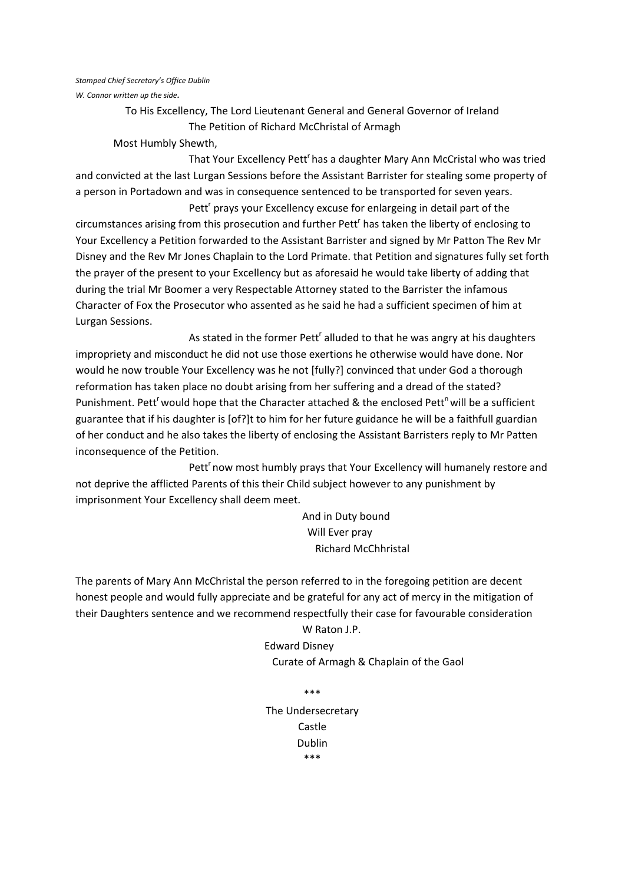*Stamped Chief Secretary's Office Dublin*

*W. Connor written up the side.*

To His Excellency, The Lord Lieutenant General and General Governor of Ireland

The Petition of Richard McChristal of Armagh

Most Humbly Shewth,

That Your Excellency Pett[r] has a daughter Mary Ann McCristal who was tried and convicted at the last Lurgan Sessions before the Assistant Barrister for stealing some property of a person in Portadown and was in consequence sentenced to be transported for seven years.

Pett[r] prays your Excellency excuse for enlargeing in detail part of the circumstances arising from this prosecution and further Pett[r] has taken the liberty of enclosing to Your Excellency a Petition forwarded to the Assistant Barrister and signed by Mr Patton The Rev Mr Disney and the Rev Mr Jones Chaplain to the Lord Primate. that Petition and signatures fully set forth the prayer of the present to your Excellency but as aforesaid he would take liberty of adding that during the trial Mr Boomer a very Respectable Attorney stated to the Barrister the infamous Character of Fox the Prosecutor who assented as he said he had a sufficient specimen of him at Lurgan Sessions.

As stated in the former Pett[r] alluded to that he was angry at his daughters impropriety and misconduct he did not use those exertions he otherwise would have done. Nor would he now trouble Your Excellency was he not [fully?] convinced that under God a thorough reformation has taken place no doubt arising from her suffering and a dread of the stated? Punishment. Pett[r] would hope that the Character attached & the enclosed Pett[n] will be a sufficient guarantee that if his daughter is [of?]t to him for her future guidance he will be a faithfull guardian of her conduct and he also takes the liberty of enclosing the Assistant Barristers reply to Mr Patten inconsequence of the Petition.

Pett[r] now most humbly prays that Your Excellency will humanely restore and not deprive the afflicted Parents of this their Child subject however to any punishment by imprisonment Your Excellency shall deem meet.

And in Duty bound
Will Ever pray
Richard McChhristal

The parents of Mary Ann McChristal the person referred to in the foregoing petition are decent honest people and would fully appreciate and be grateful for any act of mercy in the mitigation of their Daughters sentence and we recommend respectfully their case for favourable consideration

W Raton J.P.

Edward Disney
Curate of Armagh & Chaplain of the Gaol

\*\*\*

The Undersecretary
Castle
Dublin

\*\*\*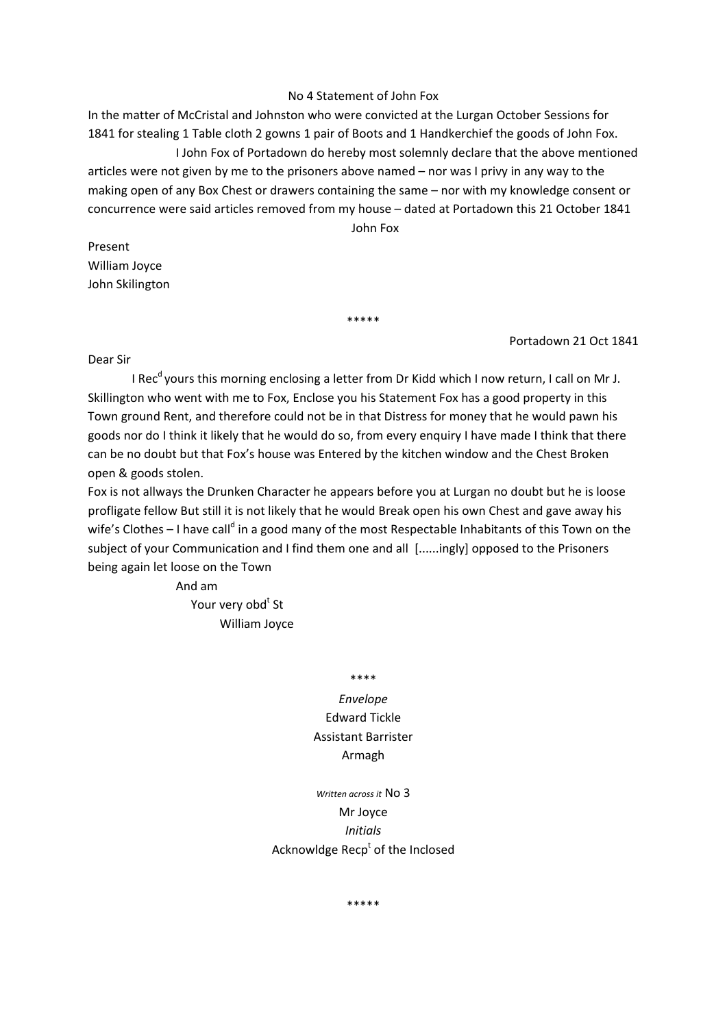No 4 Statement of John Fox

In the matter of McCristal and Johnston who were convicted at the Lurgan October Sessions for 1841 for stealing 1 Table cloth 2 gowns 1 pair of Boots and 1 Handkerchief the goods of John Fox.

I John Fox of Portadown do hereby most solemnly declare that the above mentioned articles were not given by me to the prisoners above named – nor was I privy in any way to the making open of any Box Chest or drawers containing the same – nor with my knowledge consent or concurrence were said articles removed from my house – dated at Portadown this 21 October 1841

John Fox

Present
William Joyce
John Skilington

*****

Portadown 21 Oct 1841

Dear Sir

I Rec[d] yours this morning enclosing a letter from Dr Kidd which I now return, I call on Mr J. Skillington who went with me to Fox, Enclose you his Statement Fox has a good property in this Town ground Rent, and therefore could not be in that Distress for money that he would pawn his goods nor do I think it likely that he would do so, from every enquiry I have made I think that there can be no doubt but that Fox's house was Entered by the kitchen window and the Chest Broken open & goods stolen.

Fox is not allways the Drunken Character he appears before you at Lurgan no doubt but he is loose profligate fellow But still it is not likely that he would Break open his own Chest and gave away his wife's Clothes – I have call[d] in a good many of the most Respectable Inhabitants of this Town on the subject of your Communication and I find them one and all [......ingly] opposed to the Prisoners being again let loose on the Town

And am
Your very obd[t] St
William Joyce

****

*Envelope*
Edward Tickle
Assistant Barrister
Armagh

*Written across it* No 3
Mr Joyce
*Initials*
Acknowldge Recp[t] of the Inclosed

*****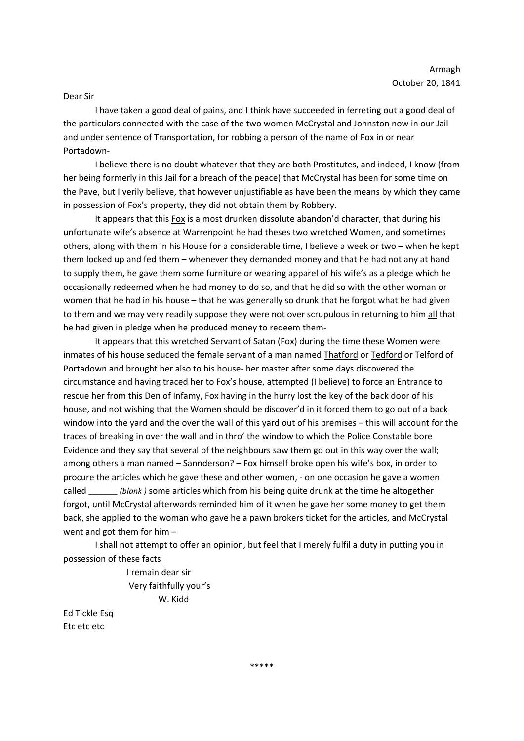Armagh  
October 20, 1841

Dear Sir

I have taken a good deal of pains, and I think have succeeded in ferreting out a good deal of the particulars connected with the case of the two women McCrystal and Johnston now in our Jail and under sentence of Transportation, for robbing a person of the name of Fox in or near Portadown-

I believe there is no doubt whatever that they are both Prostitutes, and indeed, I know (from her being formerly in this Jail for a breach of the peace) that McCrystal has been for some time on the Pave, but I verily believe, that however unjustifiable as have been the means by which they came in possession of Fox's property, they did not obtain them by Robbery.

It appears that this Fox is a most drunken dissolute abandon'd character, that during his unfortunate wife's absence at Warrenpoint he had theses two wretched Women, and sometimes others, along with them in his House for a considerable time, I believe a week or two – when he kept them locked up and fed them – whenever they demanded money and that he had not any at hand to supply them, he gave them some furniture or wearing apparel of his wife's as a pledge which he occasionally redeemed when he had money to do so, and that he did so with the other woman or women that he had in his house – that he was generally so drunk that he forgot what he had given to them and we may very readily suppose they were not over scrupulous in returning to him all that he had given in pledge when he produced money to redeem them-

It appears that this wretched Servant of Satan (Fox) during the time these Women were inmates of his house seduced the female servant of a man named Thatford or Tedford or Telford of Portadown and brought her also to his house- her master after some days discovered the circumstance and having traced her to Fox's house, attempted (I believe) to force an Entrance to rescue her from this Den of Infamy, Fox having in the hurry lost the key of the back door of his house, and not wishing that the Women should be discover'd in it forced them to go out of a back window into the yard and the over the wall of this yard out of his premises – this will account for the traces of breaking in over the wall and in thro' the window to which the Police Constable bore Evidence and they say that several of the neighbours saw them go out in this way over the wall; among others a man named – Sannderson? – Fox himself broke open his wife's box, in order to procure the articles which he gave these and other women, - on one occasion he gave a women called ______ *(blank )* some articles which from his being quite drunk at the time he altogether forgot, until McCrystal afterwards reminded him of it when he gave her some money to get them back, she applied to the woman who gave he a pawn brokers ticket for the articles, and McCrystal went and got them for him –

I shall not attempt to offer an opinion, but feel that I merely fulfil a duty in putting you in possession of these facts

I remain dear sir  
Very faithfully your's  
W. Kidd

Ed Tickle Esq  
Etc etc etc

\*\*\*\*\*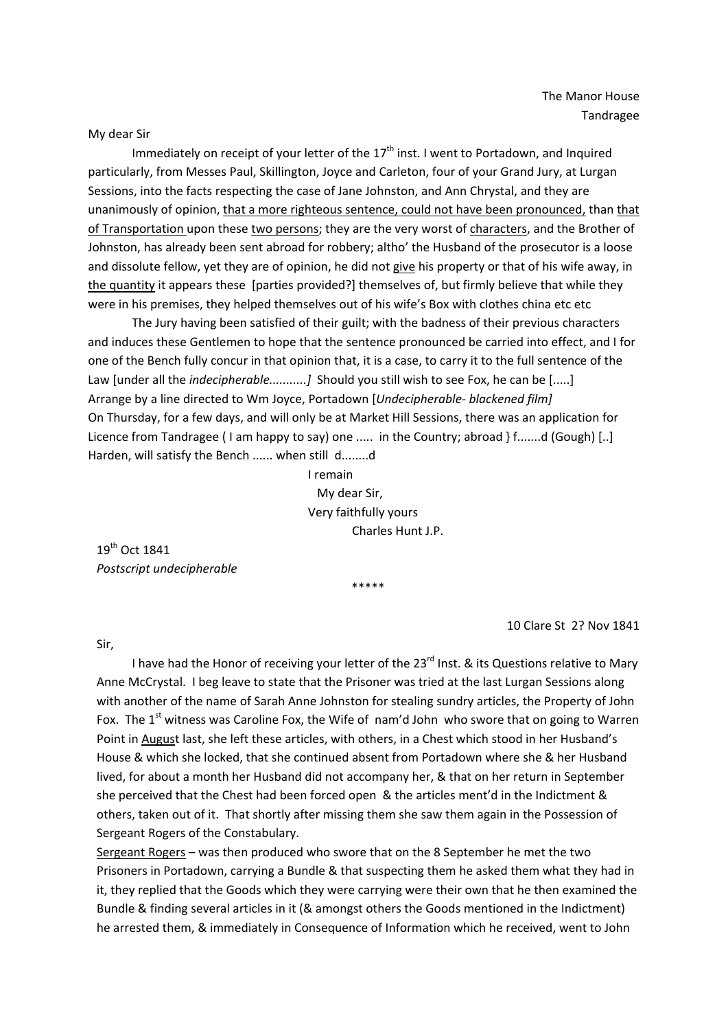The Manor House
Tandragee

My dear Sir

Immediately on receipt of your letter of the 17th inst. I went to Portadown, and Inquired particularly, from Messes Paul, Skillington, Joyce and Carleton, four of your Grand Jury, at Lurgan Sessions, into the facts respecting the case of Jane Johnston, and Ann Chrystal, and they are unanimously of opinion, <u>that a more righteous sentence, could not have been pronounced,</u> than <u>that of Transportation</u> upon these <u>two persons</u>; they are the very worst of <u>characters</u>, and the Brother of Johnston, has already been sent abroad for robbery; altho' the Husband of the prosecutor is a loose and dissolute fellow, yet they are of opinion, he did not <u>give</u> his property or that of his wife away, in <u>the quantity</u> it appears these [parties provided?] themselves of, but firmly believe that while they were in his premises, they helped themselves out of his wife's Box with clothes china etc etc

The Jury having been satisfied of their guilt; with the badness of their previous characters and induces these Gentlemen to hope that the sentence pronounced be carried into effect, and I for one of the Bench fully concur in that opinion that, it is a case, to carry it to the full sentence of the Law [under all the *indecipherable..........]* Should you still wish to see Fox, he can be [.....] Arrange by a line directed to Wm Joyce, Portadown [*Undecipherable- blackened film]*
On Thursday, for a few days, and will only be at Market Hill Sessions, there was an application for Licence from Tandragee ( I am happy to say) one ..... in the Country; abroad } f.......d (Gough) [..] Harden, will satisfy the Bench ...... when still d........d

I remain
My dear Sir,
Very faithfully yours
Charles Hunt J.P.

19th Oct 1841
*Postscript undecipherable*

*****

10 Clare St 2? Nov 1841

Sir,

I have had the Honor of receiving your letter of the 23rd Inst. & its Questions relative to Mary Anne McCrystal. I beg leave to state that the Prisoner was tried at the last Lurgan Sessions along with another of the name of Sarah Anne Johnston for stealing sundry articles, the Property of John Fox. The 1st witness was Caroline Fox, the Wife of nam'd John who swore that on going to Warren Point in <u>August</u> last, she left these articles, with others, in a Chest which stood in her Husband's House & which she locked, that she continued absent from Portadown where she & her Husband lived, for about a month her Husband did not accompany her, & that on her return in September she perceived that the Chest had been forced open & the articles ment'd in the Indictment & others, taken out of it. That shortly after missing them she saw them again in the Possession of Sergeant Rogers of the Constabulary.

<u>Sergeant Rogers</u> – was then produced who swore that on the 8 September he met the two Prisoners in Portadown, carrying a Bundle & that suspecting them he asked them what they had in it, they replied that the Goods which they were carrying were their own that he then examined the Bundle & finding several articles in it (& amongst others the Goods mentioned in the Indictment) he arrested them, & immediately in Consequence of Information which he received, went to John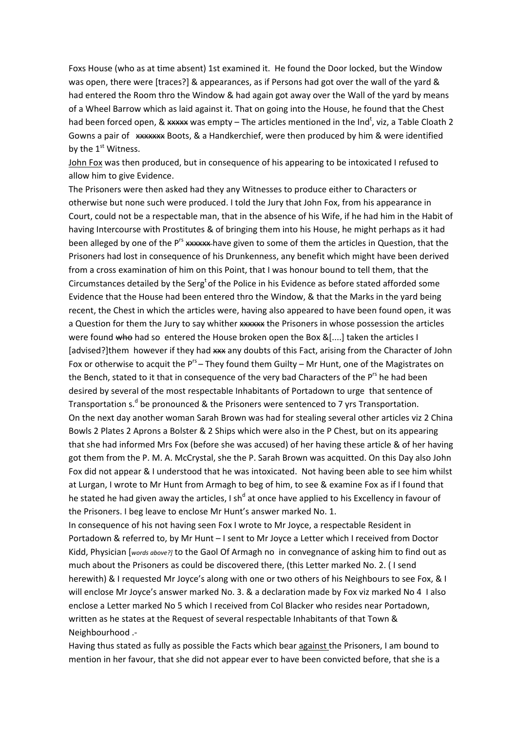Foxs House (who as at time absent) 1st examined it. He found the Door locked, but the Window was open, there were [traces?] & appearances, as if Persons had got over the wall of the yard & had entered the Room thro the Window & had again got away over the Wall of the yard by means of a Wheel Barrow which as laid against it. That on going into the House, he found that the Chest had been forced open, & ~~xxxxx~~ was empty – The articles mentioned in the Ind[t], viz, a Table Cloath 2 Gowns a pair of ~~xxxxxxx~~ Boots, & a Handkerchief, were then produced by him & were identified by the 1[st] Witness.

<u>John Fox</u> was then produced, but in consequence of his appearing to be intoxicated I refused to allow him to give Evidence.

The Prisoners were then asked had they any Witnesses to produce either to Characters or otherwise but none such were produced. I told the Jury that John Fox, from his appearance in Court, could not be a respectable man, that in the absence of his Wife, if he had him in the Habit of having Intercourse with Prostitutes & of bringing them into his House, he might perhaps as it had been alleged by one of the P[rs] ~~xxxxxx~~ have given to some of them the articles in Question, that the Prisoners had lost in consequence of his Drunkenness, any benefit which might have been derived from a cross examination of him on this Point, that I was honour bound to tell them, that the Circumstances detailed by the Serg[t] of the Police in his Evidence as before stated afforded some Evidence that the House had been entered thro the Window, & that the Marks in the yard being recent, the Chest in which the articles were, having also appeared to have been found open, it was a Question for them the Jury to say whither ~~xxxxxx~~ the Prisoners in whose possession the articles were found ~~who~~ had so entered the House broken open the Box &[....] taken the articles I [advised?]them however if they had ~~xxx~~ any doubts of this Fact, arising from the Character of John Fox or otherwise to acquit the P[rs] – They found them Guilty – Mr Hunt, one of the Magistrates on the Bench, stated to it that in consequence of the very bad Characters of the P[rs] he had been desired by several of the most respectable Inhabitants of Portadown to urge that sentence of Transportation s.[d] be pronounced & the Prisoners were sentenced to 7 yrs Transportation.

On the next day another woman Sarah Brown was had for stealing several other articles viz 2 China Bowls 2 Plates 2 Aprons a Bolster & 2 Ships which were also in the P Chest, but on its appearing that she had informed Mrs Fox (before she was accused) of her having these article & of her having got them from the P. M. A. McCrystal, she the P. Sarah Brown was acquitted. On this Day also John Fox did not appear & I understood that he was intoxicated. Not having been able to see him whilst at Lurgan, I wrote to Mr Hunt from Armagh to beg of him, to see & examine Fox as if I found that he stated he had given away the articles, I sh[d] at once have applied to his Excellency in favour of the Prisoners. I beg leave to enclose Mr Hunt's answer marked No. 1.

In consequence of his not having seen Fox I wrote to Mr Joyce, a respectable Resident in Portadown & referred to, by Mr Hunt – I sent to Mr Joyce a Letter which I received from Doctor Kidd, Physician [*words above?]* to the Gaol Of Armagh no in convegnance of asking him to find out as much about the Prisoners as could be discovered there, (this Letter marked No. 2. ( I send herewith) & I requested Mr Joyce's along with one or two others of his Neighbours to see Fox, & I will enclose Mr Joyce's answer marked No. 3. & a declaration made by Fox viz marked No 4 I also enclose a Letter marked No 5 which I received from Col Blacker who resides near Portadown, written as he states at the Request of several respectable Inhabitants of that Town & Neighbourhood .-

Having thus stated as fully as possible the Facts which bear <u>against</u> the Prisoners, I am bound to mention in her favour, that she did not appear ever to have been convicted before, that she is a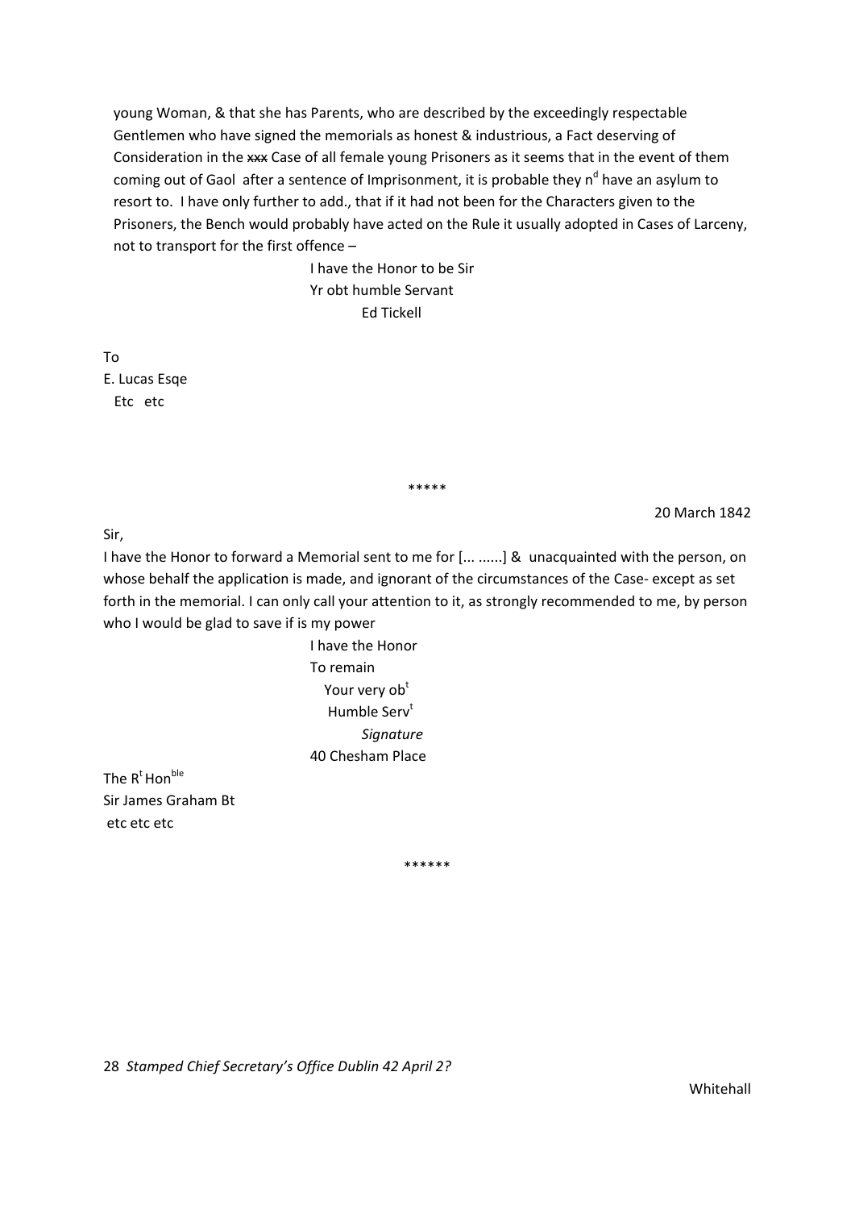young Woman, & that she has Parents, who are described by the exceedingly respectable Gentlemen who have signed the memorials as honest & industrious, a Fact deserving of Consideration in the ~~xxx~~ Case of all female young Prisoners as it seems that in the event of them coming out of Gaol after a sentence of Imprisonment, it is probable they n[d] have an asylum to resort to. I have only further to add., that if it had not been for the Characters given to the Prisoners, the Bench would probably have acted on the Rule it usually adopted in Cases of Larceny, not to transport for the first offence –

I have the Honor to be Sir
Yr obt humble Servant
Ed Tickell

To
E. Lucas Esqe
Etc etc

*****

20 March 1842

Sir,

I have the Honor to forward a Memorial sent to me for [... ......] & unacquainted with the person, on whose behalf the application is made, and ignorant of the circumstances of the Case- except as set forth in the memorial. I can only call your attention to it, as strongly recommended to me, by person who I would be glad to save if is my power

I have the Honor
To remain
Your very ob[t]
Humble Serv[t]
*Signature*
40 Chesham Place

The R[t] Hon[ble]
Sir James Graham Bt
etc etc etc

******

28 *Stamped Chief Secretary's Office Dublin 42 April 2?*

Whitehall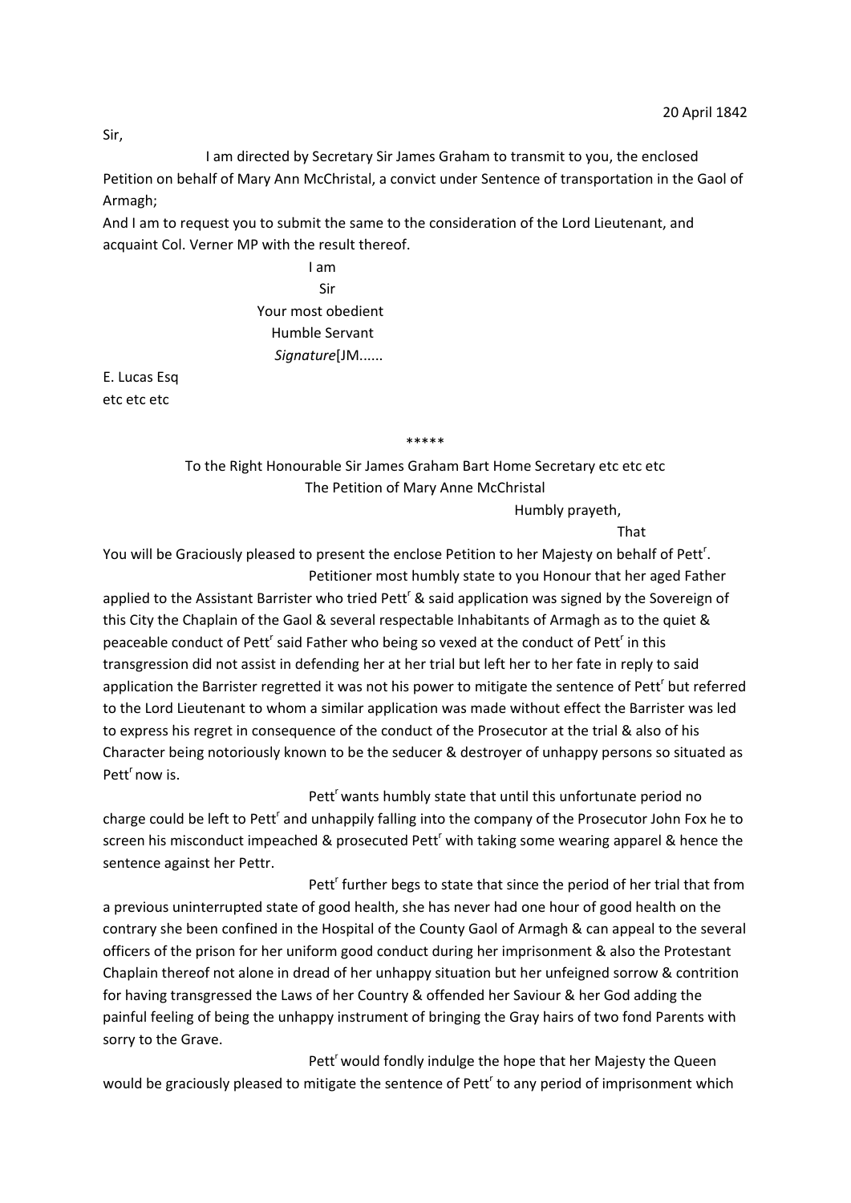20 April 1842

Sir,

I am directed by Secretary Sir James Graham to transmit to you, the enclosed Petition on behalf of Mary Ann McChristal, a convict under Sentence of transportation in the Gaol of Armagh;

And I am to request you to submit the same to the consideration of the Lord Lieutenant, and acquaint Col. Verner MP with the result thereof.

I am
Sir
Your most obedient
Humble Servant
*Signature*[JM......

E. Lucas Esq
etc etc etc

*****

To the Right Honourable Sir James Graham Bart Home Secretary etc etc etc
The Petition of Mary Anne McChristal

Humbly prayeth,

That

You will be Graciously pleased to present the enclose Petition to her Majesty on behalf of Pett[r].

Petitioner most humbly state to you Honour that her aged Father applied to the Assistant Barrister who tried Pett[r] & said application was signed by the Sovereign of this City the Chaplain of the Gaol & several respectable Inhabitants of Armagh as to the quiet & peaceable conduct of Pett[r] said Father who being so vexed at the conduct of Pett[r] in this transgression did not assist in defending her at her trial but left her to her fate in reply to said application the Barrister regretted it was not his power to mitigate the sentence of Pett[r] but referred to the Lord Lieutenant to whom a similar application was made without effect the Barrister was led to express his regret in consequence of the conduct of the Prosecutor at the trial & also of his Character being notoriously known to be the seducer & destroyer of unhappy persons so situated as Pett[r] now is.

Pett[r] wants humbly state that until this unfortunate period no charge could be left to Pett[r] and unhappily falling into the company of the Prosecutor John Fox he to screen his misconduct impeached & prosecuted Pett[r] with taking some wearing apparel & hence the sentence against her Pettr.

Pett[r] further begs to state that since the period of her trial that from a previous uninterrupted state of good health, she has never had one hour of good health on the contrary she been confined in the Hospital of the County Gaol of Armagh & can appeal to the several officers of the prison for her uniform good conduct during her imprisonment & also the Protestant Chaplain thereof not alone in dread of her unhappy situation but her unfeigned sorrow & contrition for having transgressed the Laws of her Country & offended her Saviour & her God adding the painful feeling of being the unhappy instrument of bringing the Gray hairs of two fond Parents with sorry to the Grave.

Pett[r] would fondly indulge the hope that her Majesty the Queen would be graciously pleased to mitigate the sentence of Pett[r] to any period of imprisonment which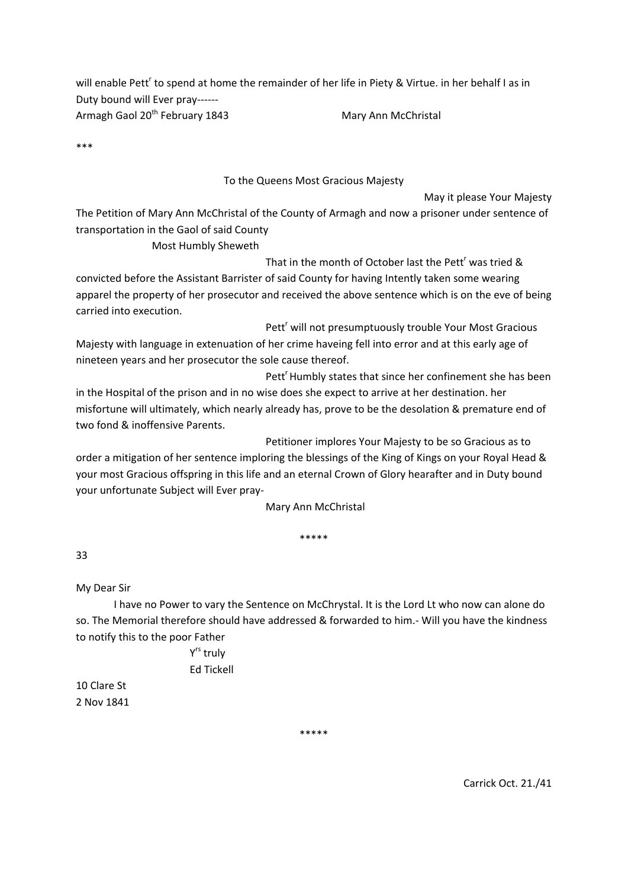will enable Pett[r] to spend at home the remainder of her life in Piety & Virtue. in her behalf I as in Duty bound will Ever pray------

Armagh Gaol 20[th] February 1843 Mary Ann McChristal

***

To the Queens Most Gracious Majesty

May it please Your Majesty

The Petition of Mary Ann McChristal of the County of Armagh and now a prisoner under sentence of transportation in the Gaol of said County

Most Humbly Sheweth

That in the month of October last the Pett[r] was tried & convicted before the Assistant Barrister of said County for having Intently taken some wearing apparel the property of her prosecutor and received the above sentence which is on the eve of being carried into execution.

Pett[r] will not presumptuously trouble Your Most Gracious Majesty with language in extenuation of her crime haveing fell into error and at this early age of nineteen years and her prosecutor the sole cause thereof.

Pett[r] Humbly states that since her confinement she has been in the Hospital of the prison and in no wise does she expect to arrive at her destination. her misfortune will ultimately, which nearly already has, prove to be the desolation & premature end of two fond & inoffensive Parents.

Petitioner implores Your Majesty to be so Gracious as to order a mitigation of her sentence imploring the blessings of the King of Kings on your Royal Head & your most Gracious offspring in this life and an eternal Crown of Glory hearafter and in Duty bound your unfortunate Subject will Ever pray-

Mary Ann McChristal

*****

33

My Dear Sir

I have no Power to vary the Sentence on McChrystal. It is the Lord Lt who now can alone do so. The Memorial therefore should have addressed & forwarded to him.- Will you have the kindness to notify this to the poor Father

Y[rs] truly

Ed Tickell

10 Clare St

2 Nov 1841

*****

Carrick Oct. 21./41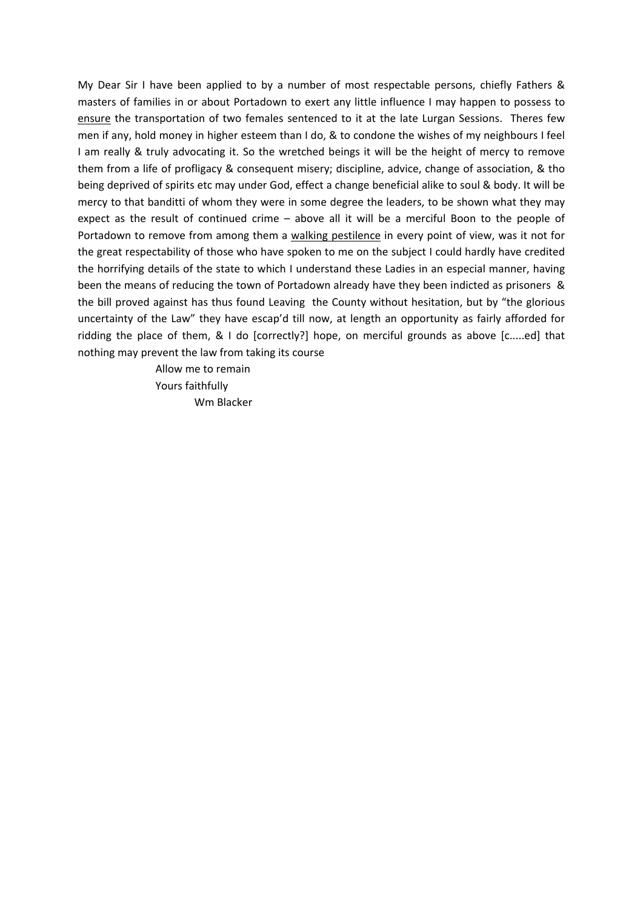My Dear Sir I have been applied to by a number of most respectable persons, chiefly Fathers & masters of families in or about Portadown to exert any little influence I may happen to possess to <u>ensure</u> the transportation of two females sentenced to it at the late Lurgan Sessions. Theres few men if any, hold money in higher esteem than I do, & to condone the wishes of my neighbours I feel I am really & truly advocating it. So the wretched beings it will be the height of mercy to remove them from a life of profligacy & consequent misery; discipline, advice, change of association, & tho being deprived of spirits etc may under God, effect a change beneficial alike to soul & body. It will be mercy to that banditti of whom they were in some degree the leaders, to be shown what they may expect as the result of continued crime – above all it will be a merciful Boon to the people of Portadown to remove from among them a <u>walking pestilence</u> in every point of view, was it not for the great respectability of those who have spoken to me on the subject I could hardly have credited the horrifying details of the state to which I understand these Ladies in an especial manner, having been the means of reducing the town of Portadown already have they been indicted as prisoners & the bill proved against has thus found Leaving the County without hesitation, but by "the glorious uncertainty of the Law" they have escap'd till now, at length an opportunity as fairly afforded for ridding the place of them, & I do [correctly?] hope, on merciful grounds as above [c.....ed] that nothing may prevent the law from taking its course

Allow me to remain
Yours faithfully
Wm Blacker